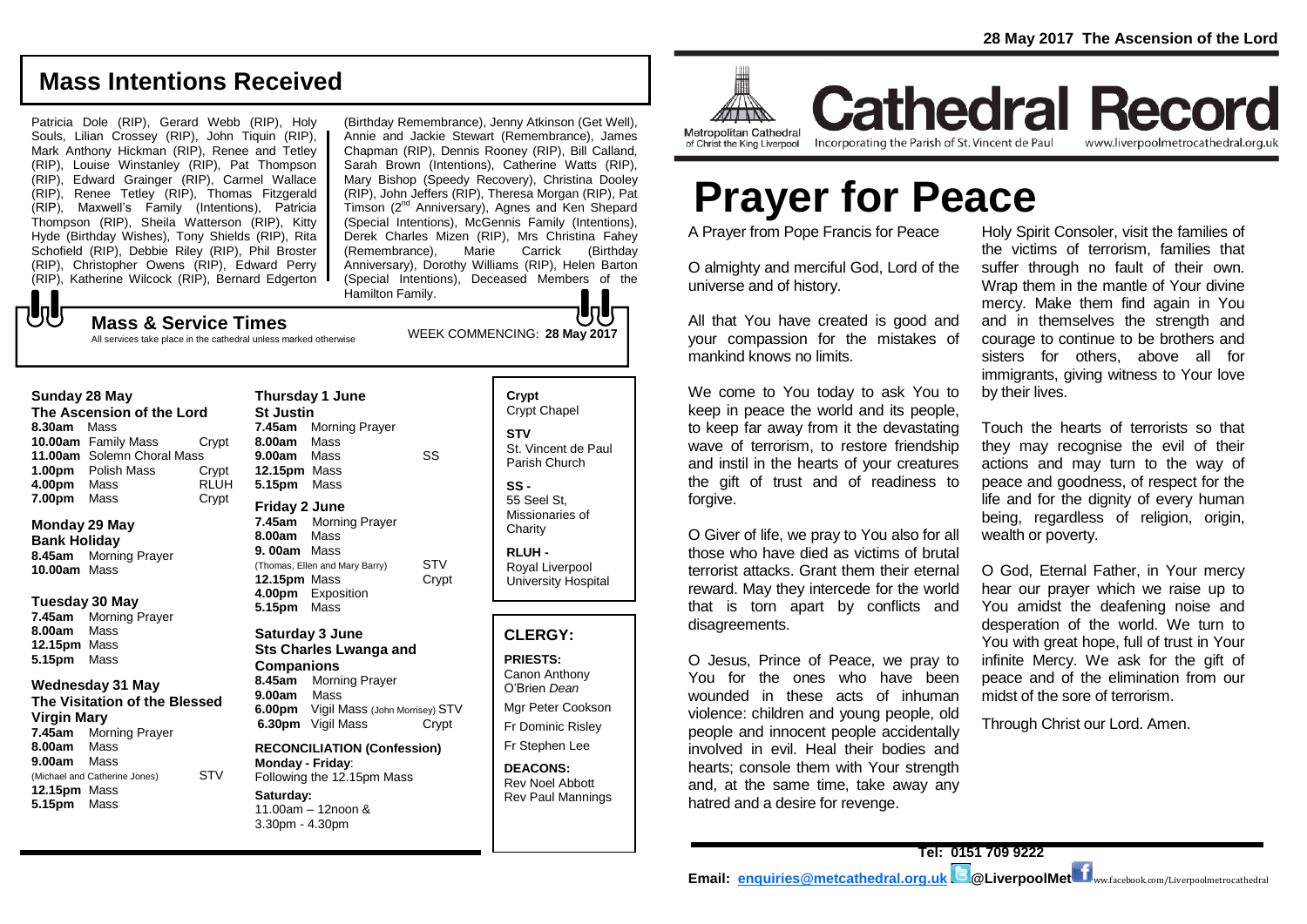# Mass Intentions Received

Patricia Dole (RIP), Gerard Webb (RIP), Holy Souls, Lilian Crossey (RIP), John Tiquin (RIP), Mark Anthony Hickman (RIP), Renee and Tetley (RIP), Louise Winstanley (RIP), Pat Thompson (RIP), Edward Grainger (RIP), Carmel Wallace (RIP), Renee Tetley (RIP), Thomas Fitzgerald (RIP), Maxwell's Family (Intentions), Patricia Thompson (RIP), Sheila Watterson (RIP), Kitty Hyde (Birthday Wishes), Tony Shields (RIP), Rita Schofield (RIP), Debbie Riley (RIP), Phil Broster (RIP), Christopher Owens (RIP), Edward Perry (RIP), Katherine Wilcock (RIP), Bernard Edgerton (Birthday Remembrance), Jenny Atkinson (Get Well), Annie and Jackie Stewart (Remembrance), James Chapman (RIP), Dennis Rooney (RIP), Bill Calland, Sarah Brown (Intentions), Catherine Watts (RIP), Mary Bishop (Speedy Recovery), Christina Dooley (RIP), John Jeffers (RIP), Theresa Morgan (RIP), Pat Timson (2nd Anniversary), Agnes and Ken Shepard (Special Intentions), McGennis Family (Intentions), Derek Charles Mizen (RIP), Mrs Christina Fahey (Remembrance), Marie Carrick (Birthday Anniversary), Dorothy Williams (RIP), Helen Barton (Special Intentions), Deceased Members of the Hamilton Family.

## Mass & Service Times

All services take place in the cathedral unless marked otherwise

WEEK COMMENCING: **28 May 2017**

**Sunday 28 May**
**The Ascension of the Lord**
**8.30am** Mass
**10.00am** Family Mass — Crypt
**11.00am** Solemn Choral Mass
**1.00pm** Polish Mass — Crypt
**4.00pm** Mass — RLUH
**7.00pm** Mass — Crypt

**Monday 29 May**
**Bank Holiday**
**8.45am** Morning Prayer
**10.00am** Mass

**Tuesday 30 May**
**7.45am** Morning Prayer
**8.00am** Mass
**12.15pm** Mass
**5.15pm** Mass

**Wednesday 31 May**
**The Visitation of the Blessed Virgin Mary**
**7.45am** Morning Prayer
**8.00am** Mass
**9.00am** Mass (Michael and Catherine Jones) — STV
**12.15pm** Mass
**5.15pm** Mass

**Thursday 1 June**
**St Justin**
**7.45am** Morning Prayer
**8.00am** Mass
**9.00am** Mass — SS
**12.15pm** Mass
**5.15pm** Mass

**Friday 2 June**
**7.45am** Morning Prayer
**8.00am** Mass
**9.00am** Mass (Thomas, Ellen and Mary Barry) — STV
**12.15pm** Mass — Crypt
**4.00pm** Exposition
**5.15pm** Mass

**Saturday 3 June**
**Sts Charles Lwanga and Companions**
**8.45am** Morning Prayer
**9.00am** Mass
**6.00pm** Vigil Mass (John Morrisey) — STV
**6.30pm** Vigil Mass — Crypt

**RECONCILIATION (Confession)**
**Monday - Friday**: Following the 12.15pm Mass
**Saturday:** 11.00am – 12noon & 3.30pm - 4.30pm

**Crypt** Crypt Chapel
**STV** St. Vincent de Paul Parish Church
**SS -** 55 Seel St, Missionaries of Charity
**RLUH -** Royal Liverpool University Hospital

## CLERGY:

**PRIESTS:**
Canon Anthony O'Brien *Dean*
Mgr Peter Cookson
Fr Dominic Risley
Fr Stephen Lee

**DEACONS:**
Rev Noel Abbott
Rev Paul Mannings

**28 May 2017 The Ascension of the Lord**

Metropolitan Cathedral of Christ the King Liverpool

# Cathedral Record

Incorporating the Parish of St. Vincent de Paul — www.liverpoolmetrocathedral.org.uk

# Prayer for Peace

A Prayer from Pope Francis for Peace

O almighty and merciful God, Lord of the universe and of history.

All that You have created is good and your compassion for the mistakes of mankind knows no limits.

We come to You today to ask You to keep in peace the world and its people, to keep far away from it the devastating wave of terrorism, to restore friendship and instil in the hearts of your creatures the gift of trust and of readiness to forgive.

O Giver of life, we pray to You also for all those who have died as victims of brutal terrorist attacks. Grant them their eternal reward. May they intercede for the world that is torn apart by conflicts and disagreements.

O Jesus, Prince of Peace, we pray to You for the ones who have been wounded in these acts of inhuman violence: children and young people, old people and innocent people accidentally involved in evil. Heal their bodies and hearts; console them with Your strength and, at the same time, take away any hatred and a desire for revenge.

Holy Spirit Consoler, visit the families of the victims of terrorism, families that suffer through no fault of their own. Wrap them in the mantle of Your divine mercy. Make them find again in You and in themselves the strength and courage to continue to be brothers and sisters for others, above all for immigrants, giving witness to Your love by their lives.

Touch the hearts of terrorists so that they may recognise the evil of their actions and may turn to the way of peace and goodness, of respect for the life and for the dignity of every human being, regardless of religion, origin, wealth or poverty.

O God, Eternal Father, in Your mercy hear our prayer which we raise up to You amidst the deafening noise and desperation of the world. We turn to You with great hope, full of trust in Your infinite Mercy. We ask for the gift of peace and of the elimination from our midst of the sore of terrorism.

Through Christ our Lord. Amen.

**Tel: 0151 709 9222**

**Email: enquiries@metcathedral.org.uk @LiverpoolMet** www.facebook.com/Liverpoolmetrocathedral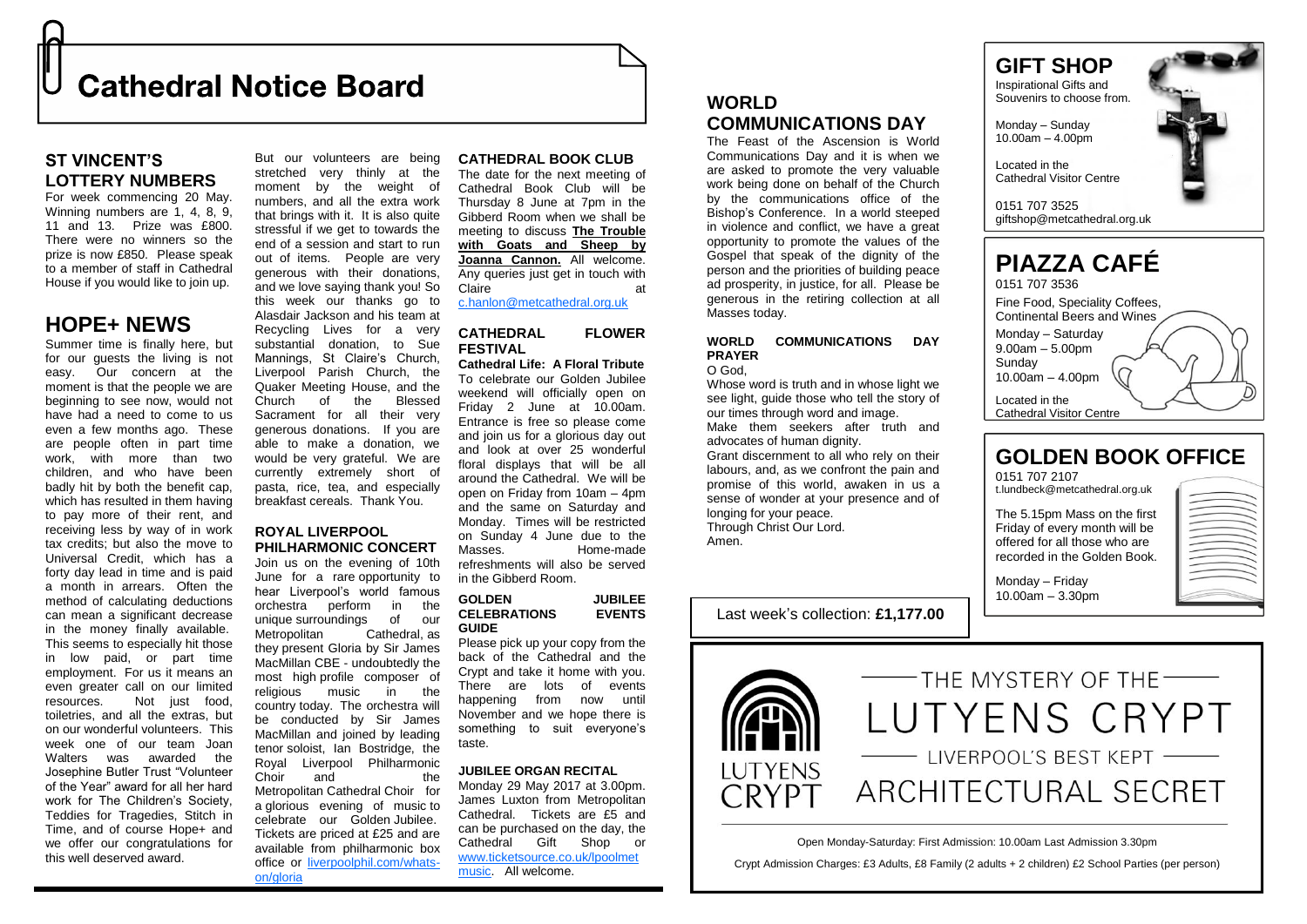# Cathedral Notice Board

## ST VINCENT'S LOTTERY NUMBERS

For week commencing 20 May. Winning numbers are 1, 4, 8, 9, 11 and 13. Prize was £800. There were no winners so the prize is now £850. Please speak to a member of staff in Cathedral House if you would like to join up.

## HOPE+ NEWS

Summer time is finally here, but for our guests the living is not easy. Our concern at the moment is that the people we are beginning to see now, would not have had a need to come to us even a few months ago. These are people often in part time work, with more than two children, and who have been badly hit by both the benefit cap, which has resulted in them having to pay more of their rent, and receiving less by way of in work tax credits; but also the move to Universal Credit, which has a forty day lead in time and is paid a month in arrears. Often the method of calculating deductions can mean a significant decrease in the money finally available. This seems to especially hit those in low paid, or part time employment. For us it means an even greater call on our limited resources. Not just food, toiletries, and all the extras, but on our wonderful volunteers. This week one of our team Joan Walters was awarded the Josephine Butler Trust "Volunteer of the Year" award for all her hard work for The Children's Society, Teddies for Tragedies, Stitch in Time, and of course Hope+ and we offer our congratulations for this well deserved award.

But our volunteers are being stretched very thinly at the moment by the weight of numbers, and all the extra work that brings with it. It is also quite stressful if we get to towards the end of a session and start to run out of items. People are very generous with their donations, and we love saying thank you! So this week our thanks go to Alasdair Jackson and his team at Recycling Lives for a very substantial donation, to Sue Mannings, St Claire's Church, Liverpool Parish Church, the Quaker Meeting House, and the Church of the Blessed Sacrament for all their very generous donations. If you are able to make a donation, we would be very grateful. We are currently extremely short of pasta, rice, tea, and especially breakfast cereals. Thank You.

### ROYAL LIVERPOOL PHILHARMONIC CONCERT

Join us on the evening of 10th June for a rare opportunity to hear Liverpool's world famous orchestra perform in the unique surroundings of our Metropolitan Cathedral, as they present Gloria by Sir James MacMillan CBE - undoubtedly the most high profile composer of religious music in the country today. The orchestra will be conducted by Sir James MacMillan and joined by leading tenor soloist, Ian Bostridge, the Royal Liverpool Philharmonic Choir and the Metropolitan Cathedral Choir for a glorious evening of music to celebrate our Golden Jubilee. Tickets are priced at £25 and are available from philharmonic box office or liverpoolphil.com/whats-on/gloria

### CATHEDRAL BOOK CLUB

The date for the next meeting of Cathedral Book Club will be Thursday 8 June at 7pm in the Gibberd Room when we shall be meeting to discuss **The Trouble with Goats and Sheep by Joanna Cannon.** All welcome. Any queries just get in touch with Claire at c.hanlon@metcathedral.org.uk

### CATHEDRAL FLOWER FESTIVAL

**Cathedral Life: A Floral Tribute**

To celebrate our Golden Jubilee weekend will officially open on Friday 2 June at 10.00am. Entrance is free so please come and join us for a glorious day out and look at over 25 wonderful floral displays that will be all around the Cathedral. We will be open on Friday from 10am – 4pm and the same on Saturday and Monday. Times will be restricted on Sunday 4 June due to the Masses. Home-made refreshments will also be served in the Gibberd Room.

### GOLDEN JUBILEE CELEBRATIONS EVENTS GUIDE

Please pick up your copy from the back of the Cathedral and the Crypt and take it home with you. There are lots of events happening from now until November and we hope there is something to suit everyone's taste.

### JUBILEE ORGAN RECITAL

Monday 29 May 2017 at 3.00pm. James Luxton from Metropolitan Cathedral. Tickets are £5 and can be purchased on the day, the Cathedral Gift Shop or www.ticketsource.co.uk/lpoolmetmusic. All welcome.

## WORLD COMMUNICATIONS DAY

The Feast of the Ascension is World Communications Day and it is when we are asked to promote the very valuable work being done on behalf of the Church by the communications office of the Bishop's Conference. In a world steeped in violence and conflict, we have a great opportunity to promote the values of the Gospel that speak of the dignity of the person and the priorities of building peace ad prosperity, in justice, for all. Please be generous in the retiring collection at all Masses today.

### WORLD COMMUNICATIONS DAY PRAYER

O God,
Whose word is truth and in whose light we see light, guide those who tell the story of our times through word and image.
Make them seekers after truth and advocates of human dignity.
Grant discernment to all who rely on their labours, and, as we confront the pain and promise of this world, awaken in us a sense of wonder at your presence and of longing for your peace.
Through Christ Our Lord.
Amen.

Last week's collection: **£1,177.00**

## GIFT SHOP

Inspirational Gifts and Souvenirs to choose from.

Monday – Sunday
10.00am – 4.00pm

Located in the Cathedral Visitor Centre

0151 707 3525
giftshop@metcathedral.org.uk

## PIAZZA CAFÉ

0151 707 3536

Fine Food, Speciality Coffees, Continental Beers and Wines

Monday – Saturday
9.00am – 5.00pm
Sunday
10.00am – 4.00pm

Located in the Cathedral Visitor Centre

## GOLDEN BOOK OFFICE

0151 707 2107
t.lundbeck@metcathedral.org.uk

The 5.15pm Mass on the first Friday of every month will be offered for all those who are recorded in the Golden Book.

Monday – Friday
10.00am – 3.30pm

LUTYENS CRYPT

THE MYSTERY OF THE LUTYENS CRYPT — LIVERPOOL'S BEST KEPT ARCHITECTURAL SECRET

Open Monday-Saturday: First Admission: 10.00am Last Admission 3.30pm

Crypt Admission Charges: £3 Adults, £8 Family (2 adults + 2 children) £2 School Parties (per person)